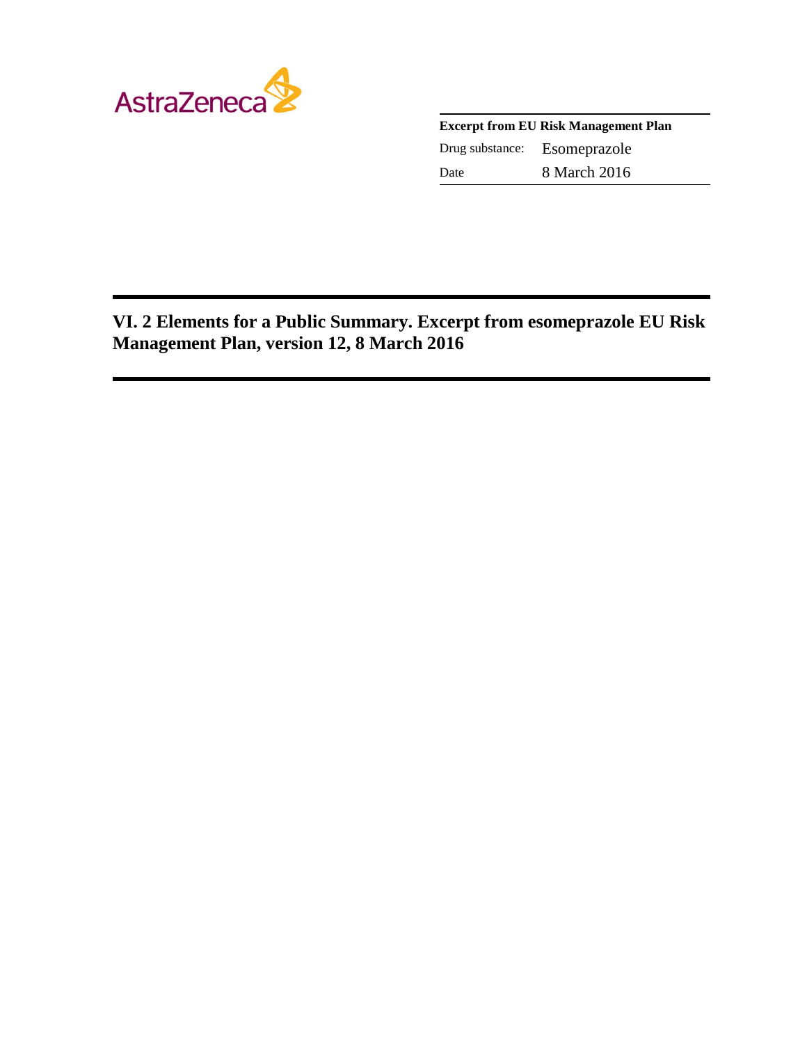AstraZeneca

**Excerpt from EU Risk Management Plan**

| Drug substance: | Esomeprazole |
| --- | --- |
| Date | 8 March 2016 |

# VI. 2 Elements for a Public Summary. Excerpt from esomeprazole EU Risk Management Plan, version 12, 8 March 2016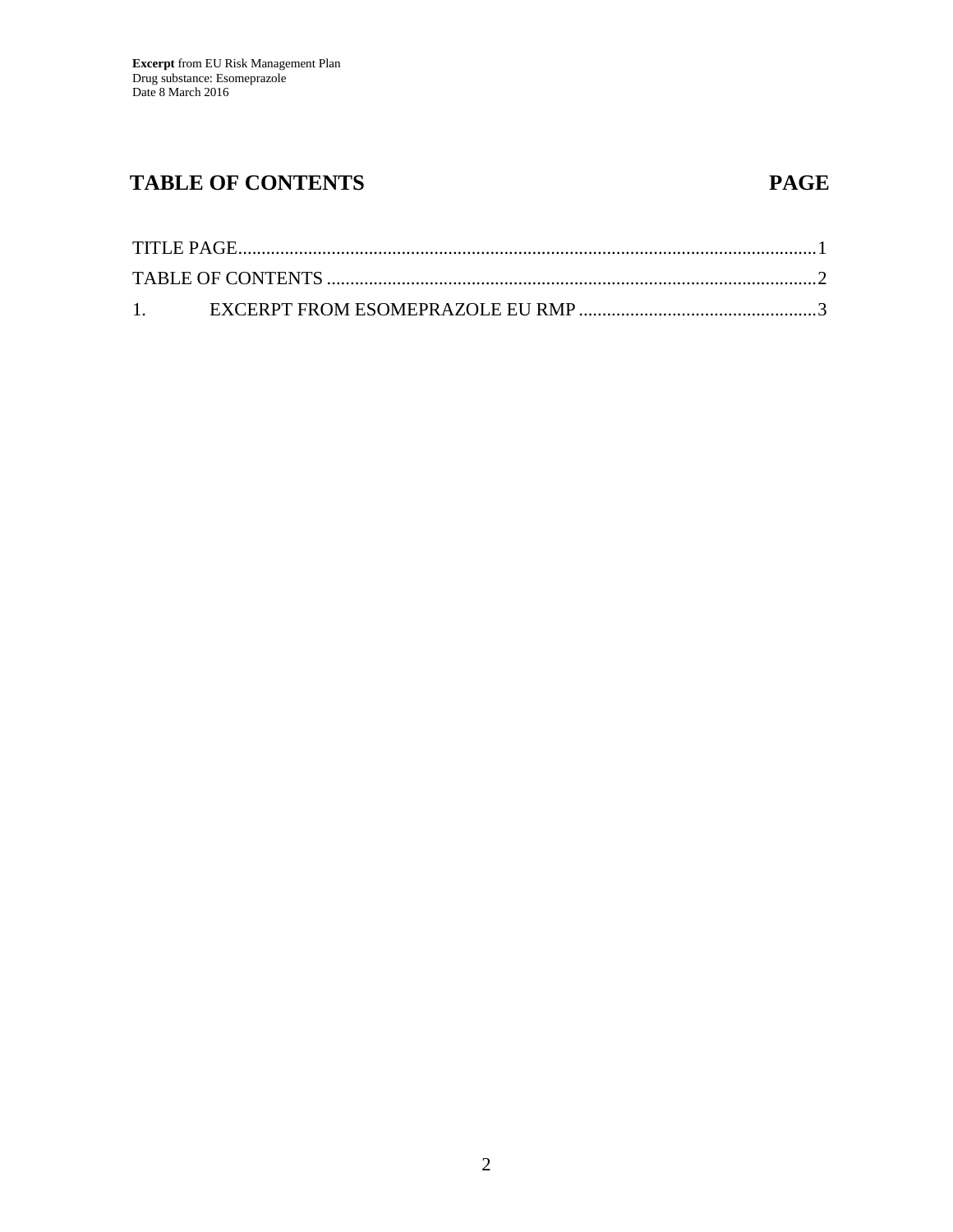# TABLE OF CONTENTS PAGE

TITLE PAGE...........................................................................................................................1

TABLE OF CONTENTS .........................................................................................................2

1. EXCERPT FROM ESOMEPRAZOLE EU RMP ...................................................3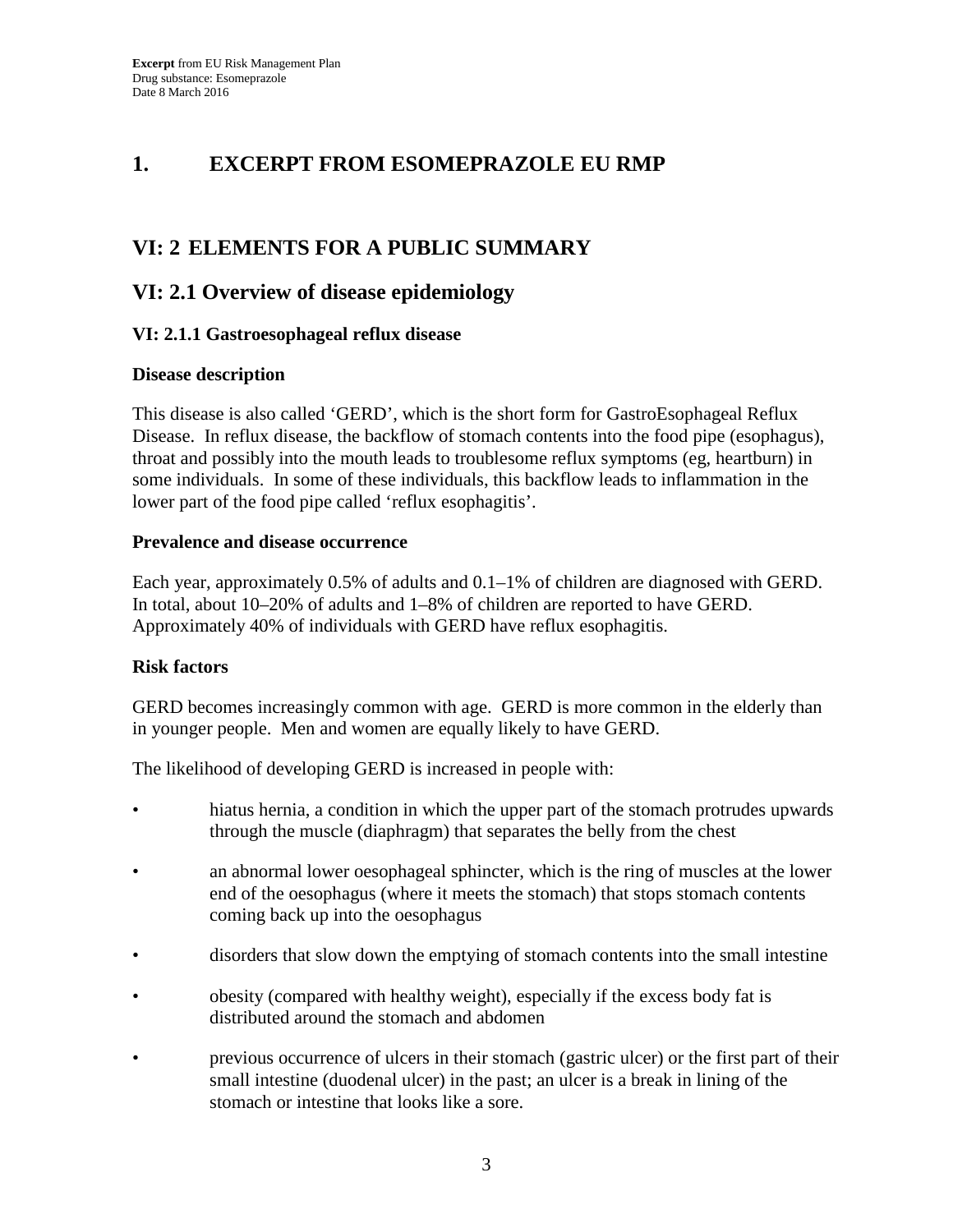# 1. EXCERPT FROM ESOMEPRAZOLE EU RMP

## VI: 2 ELEMENTS FOR A PUBLIC SUMMARY

## VI: 2.1 Overview of disease epidemiology

### VI: 2.1.1 Gastroesophageal reflux disease

**Disease description**

This disease is also called 'GERD', which is the short form for GastroEsophageal Reflux Disease. In reflux disease, the backflow of stomach contents into the food pipe (esophagus), throat and possibly into the mouth leads to troublesome reflux symptoms (eg, heartburn) in some individuals. In some of these individuals, this backflow leads to inflammation in the lower part of the food pipe called 'reflux esophagitis'.

**Prevalence and disease occurrence**

Each year, approximately 0.5% of adults and 0.1–1% of children are diagnosed with GERD. In total, about 10–20% of adults and 1–8% of children are reported to have GERD. Approximately 40% of individuals with GERD have reflux esophagitis.

**Risk factors**

GERD becomes increasingly common with age. GERD is more common in the elderly than in younger people. Men and women are equally likely to have GERD.

The likelihood of developing GERD is increased in people with:

- hiatus hernia, a condition in which the upper part of the stomach protrudes upwards through the muscle (diaphragm) that separates the belly from the chest
- an abnormal lower oesophageal sphincter, which is the ring of muscles at the lower end of the oesophagus (where it meets the stomach) that stops stomach contents coming back up into the oesophagus
- disorders that slow down the emptying of stomach contents into the small intestine
- obesity (compared with healthy weight), especially if the excess body fat is distributed around the stomach and abdomen
- previous occurrence of ulcers in their stomach (gastric ulcer) or the first part of their small intestine (duodenal ulcer) in the past; an ulcer is a break in lining of the stomach or intestine that looks like a sore.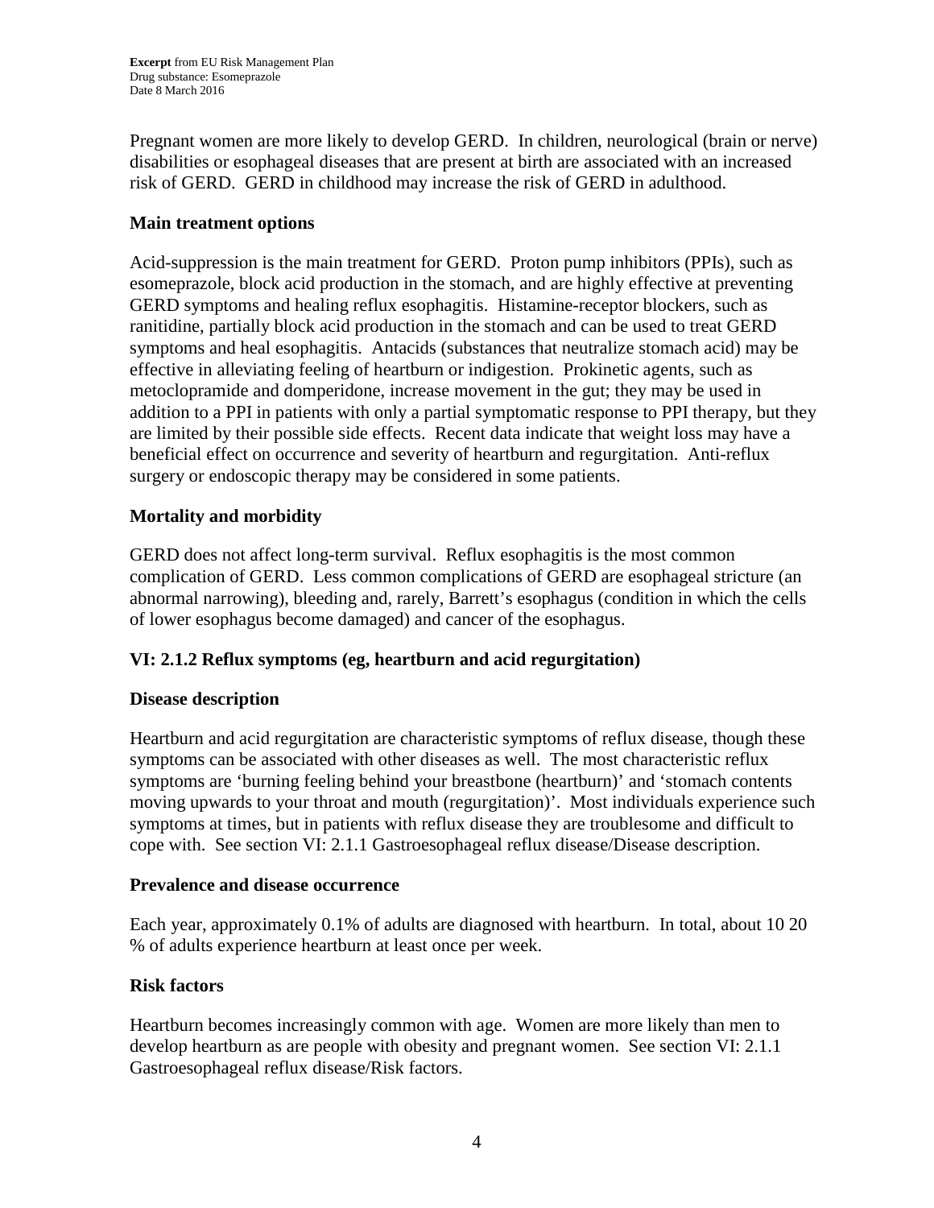Pregnant women are more likely to develop GERD. In children, neurological (brain or nerve) disabilities or esophageal diseases that are present at birth are associated with an increased risk of GERD. GERD in childhood may increase the risk of GERD in adulthood.

**Main treatment options**

Acid-suppression is the main treatment for GERD. Proton pump inhibitors (PPIs), such as esomeprazole, block acid production in the stomach, and are highly effective at preventing GERD symptoms and healing reflux esophagitis. Histamine-receptor blockers, such as ranitidine, partially block acid production in the stomach and can be used to treat GERD symptoms and heal esophagitis. Antacids (substances that neutralize stomach acid) may be effective in alleviating feeling of heartburn or indigestion. Prokinetic agents, such as metoclopramide and domperidone, increase movement in the gut; they may be used in addition to a PPI in patients with only a partial symptomatic response to PPI therapy, but they are limited by their possible side effects. Recent data indicate that weight loss may have a beneficial effect on occurrence and severity of heartburn and regurgitation. Anti-reflux surgery or endoscopic therapy may be considered in some patients.

**Mortality and morbidity**

GERD does not affect long-term survival. Reflux esophagitis is the most common complication of GERD. Less common complications of GERD are esophageal stricture (an abnormal narrowing), bleeding and, rarely, Barrett's esophagus (condition in which the cells of lower esophagus become damaged) and cancer of the esophagus.

### VI: 2.1.2 Reflux symptoms (eg, heartburn and acid regurgitation)

**Disease description**

Heartburn and acid regurgitation are characteristic symptoms of reflux disease, though these symptoms can be associated with other diseases as well. The most characteristic reflux symptoms are 'burning feeling behind your breastbone (heartburn)' and 'stomach contents moving upwards to your throat and mouth (regurgitation)'. Most individuals experience such symptoms at times, but in patients with reflux disease they are troublesome and difficult to cope with. See section VI: 2.1.1 Gastroesophageal reflux disease/Disease description.

**Prevalence and disease occurrence**

Each year, approximately 0.1% of adults are diagnosed with heartburn. In total, about 10 20 % of adults experience heartburn at least once per week.

**Risk factors**

Heartburn becomes increasingly common with age. Women are more likely than men to develop heartburn as are people with obesity and pregnant women. See section VI: 2.1.1 Gastroesophageal reflux disease/Risk factors.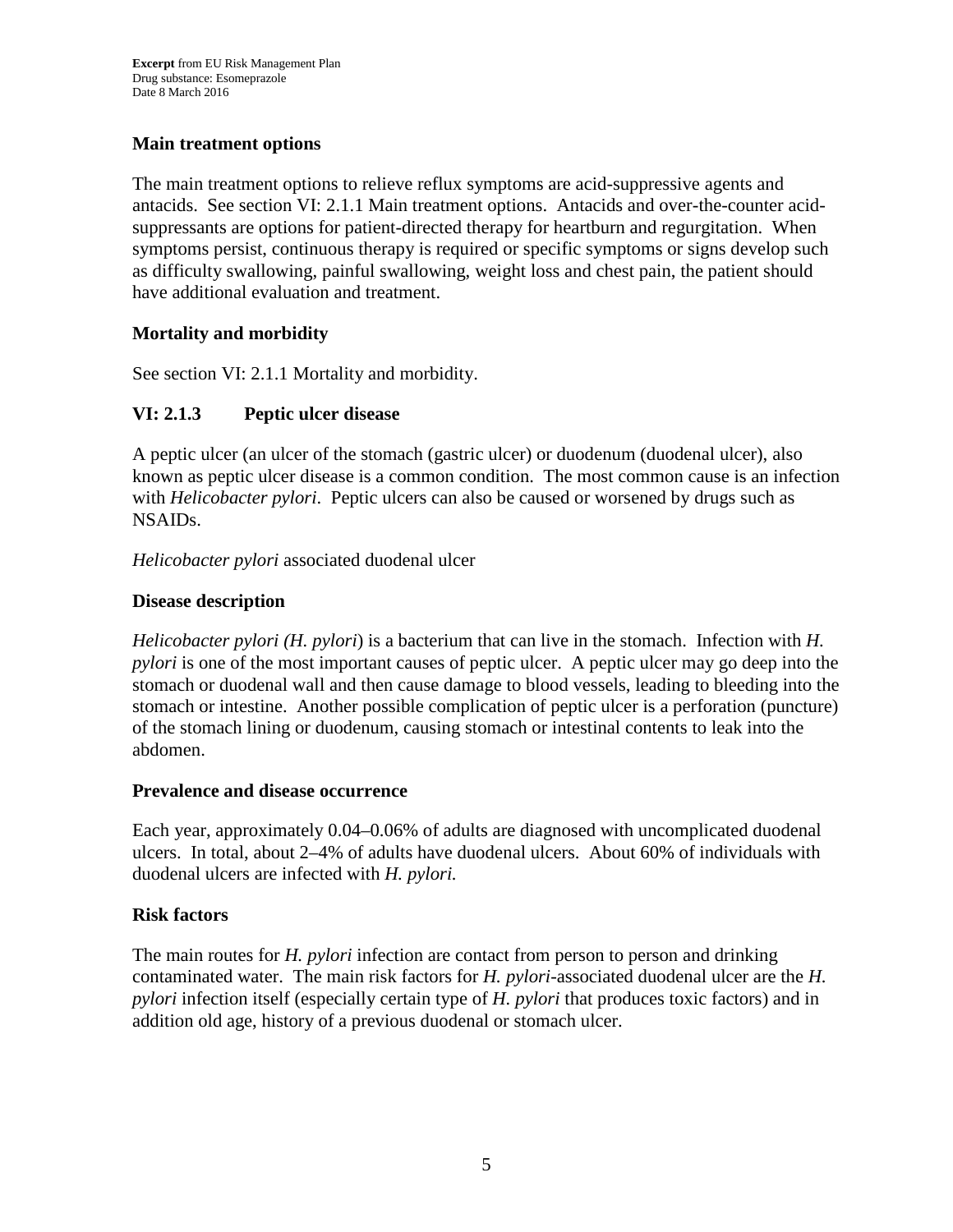### Main treatment options

The main treatment options to relieve reflux symptoms are acid-suppressive agents and antacids. See section VI: 2.1.1 Main treatment options. Antacids and over-the-counter acid-suppressants are options for patient-directed therapy for heartburn and regurgitation. When symptoms persist, continuous therapy is required or specific symptoms or signs develop such as difficulty swallowing, painful swallowing, weight loss and chest pain, the patient should have additional evaluation and treatment.

### Mortality and morbidity

See section VI: 2.1.1 Mortality and morbidity.

## VI: 2.1.3 Peptic ulcer disease

A peptic ulcer (an ulcer of the stomach (gastric ulcer) or duodenum (duodenal ulcer), also known as peptic ulcer disease is a common condition. The most common cause is an infection with *Helicobacter pylori*. Peptic ulcers can also be caused or worsened by drugs such as NSAIDs.

*Helicobacter pylori* associated duodenal ulcer

### Disease description

*Helicobacter pylori (H. pylori*) is a bacterium that can live in the stomach. Infection with *H. pylori* is one of the most important causes of peptic ulcer. A peptic ulcer may go deep into the stomach or duodenal wall and then cause damage to blood vessels, leading to bleeding into the stomach or intestine. Another possible complication of peptic ulcer is a perforation (puncture) of the stomach lining or duodenum, causing stomach or intestinal contents to leak into the abdomen.

### Prevalence and disease occurrence

Each year, approximately 0.04–0.06% of adults are diagnosed with uncomplicated duodenal ulcers. In total, about 2–4% of adults have duodenal ulcers. About 60% of individuals with duodenal ulcers are infected with *H. pylori.*

### Risk factors

The main routes for *H. pylori* infection are contact from person to person and drinking contaminated water. The main risk factors for *H. pylori*-associated duodenal ulcer are the *H. pylori* infection itself (especially certain type of *H. pylori* that produces toxic factors) and in addition old age, history of a previous duodenal or stomach ulcer.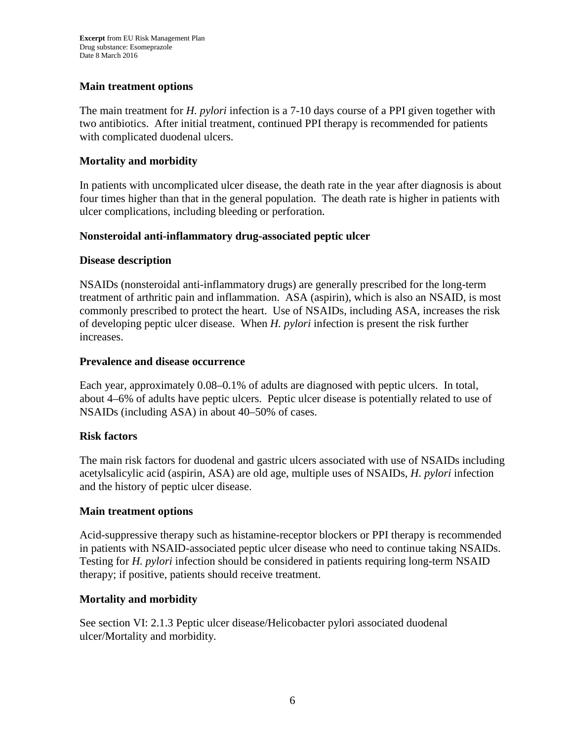### Main treatment options

The main treatment for *H. pylori* infection is a 7-10 days course of a PPI given together with two antibiotics. After initial treatment, continued PPI therapy is recommended for patients with complicated duodenal ulcers.

### Mortality and morbidity

In patients with uncomplicated ulcer disease, the death rate in the year after diagnosis is about four times higher than that in the general population. The death rate is higher in patients with ulcer complications, including bleeding or perforation.

### Nonsteroidal anti-inflammatory drug-associated peptic ulcer

### Disease description

NSAIDs (nonsteroidal anti-inflammatory drugs) are generally prescribed for the long-term treatment of arthritic pain and inflammation. ASA (aspirin), which is also an NSAID, is most commonly prescribed to protect the heart. Use of NSAIDs, including ASA, increases the risk of developing peptic ulcer disease. When *H. pylori* infection is present the risk further increases.

### Prevalence and disease occurrence

Each year, approximately 0.08–0.1% of adults are diagnosed with peptic ulcers. In total, about 4–6% of adults have peptic ulcers. Peptic ulcer disease is potentially related to use of NSAIDs (including ASA) in about 40–50% of cases.

### Risk factors

The main risk factors for duodenal and gastric ulcers associated with use of NSAIDs including acetylsalicylic acid (aspirin, ASA) are old age, multiple uses of NSAIDs, *H. pylori* infection and the history of peptic ulcer disease.

### Main treatment options

Acid-suppressive therapy such as histamine-receptor blockers or PPI therapy is recommended in patients with NSAID-associated peptic ulcer disease who need to continue taking NSAIDs. Testing for *H. pylori* infection should be considered in patients requiring long-term NSAID therapy; if positive, patients should receive treatment.

### Mortality and morbidity

See section VI: 2.1.3 Peptic ulcer disease/Helicobacter pylori associated duodenal ulcer/Mortality and morbidity.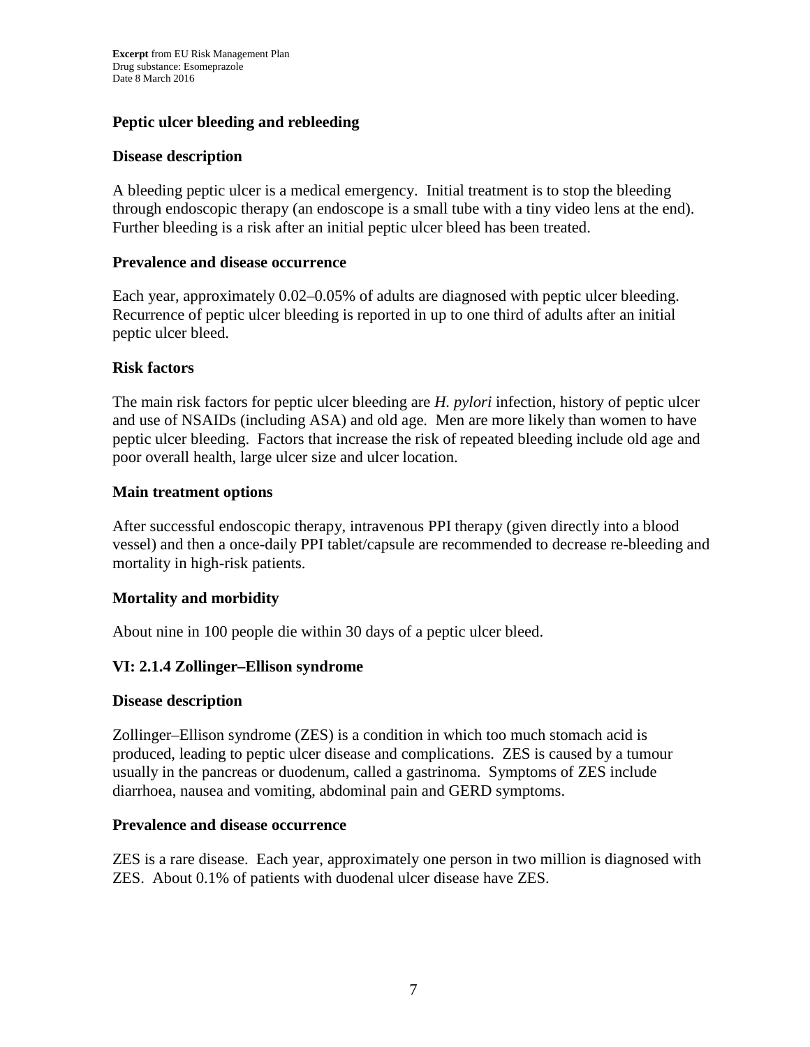### Peptic ulcer bleeding and rebleeding

#### Disease description

A bleeding peptic ulcer is a medical emergency. Initial treatment is to stop the bleeding through endoscopic therapy (an endoscope is a small tube with a tiny video lens at the end). Further bleeding is a risk after an initial peptic ulcer bleed has been treated.

#### Prevalence and disease occurrence

Each year, approximately 0.02–0.05% of adults are diagnosed with peptic ulcer bleeding. Recurrence of peptic ulcer bleeding is reported in up to one third of adults after an initial peptic ulcer bleed.

#### Risk factors

The main risk factors for peptic ulcer bleeding are *H. pylori* infection, history of peptic ulcer and use of NSAIDs (including ASA) and old age. Men are more likely than women to have peptic ulcer bleeding. Factors that increase the risk of repeated bleeding include old age and poor overall health, large ulcer size and ulcer location.

#### Main treatment options

After successful endoscopic therapy, intravenous PPI therapy (given directly into a blood vessel) and then a once-daily PPI tablet/capsule are recommended to decrease re-bleeding and mortality in high-risk patients.

#### Mortality and morbidity

About nine in 100 people die within 30 days of a peptic ulcer bleed.

### VI: 2.1.4 Zollinger–Ellison syndrome

#### Disease description

Zollinger–Ellison syndrome (ZES) is a condition in which too much stomach acid is produced, leading to peptic ulcer disease and complications. ZES is caused by a tumour usually in the pancreas or duodenum, called a gastrinoma. Symptoms of ZES include diarrhoea, nausea and vomiting, abdominal pain and GERD symptoms.

#### Prevalence and disease occurrence

ZES is a rare disease. Each year, approximately one person in two million is diagnosed with ZES. About 0.1% of patients with duodenal ulcer disease have ZES.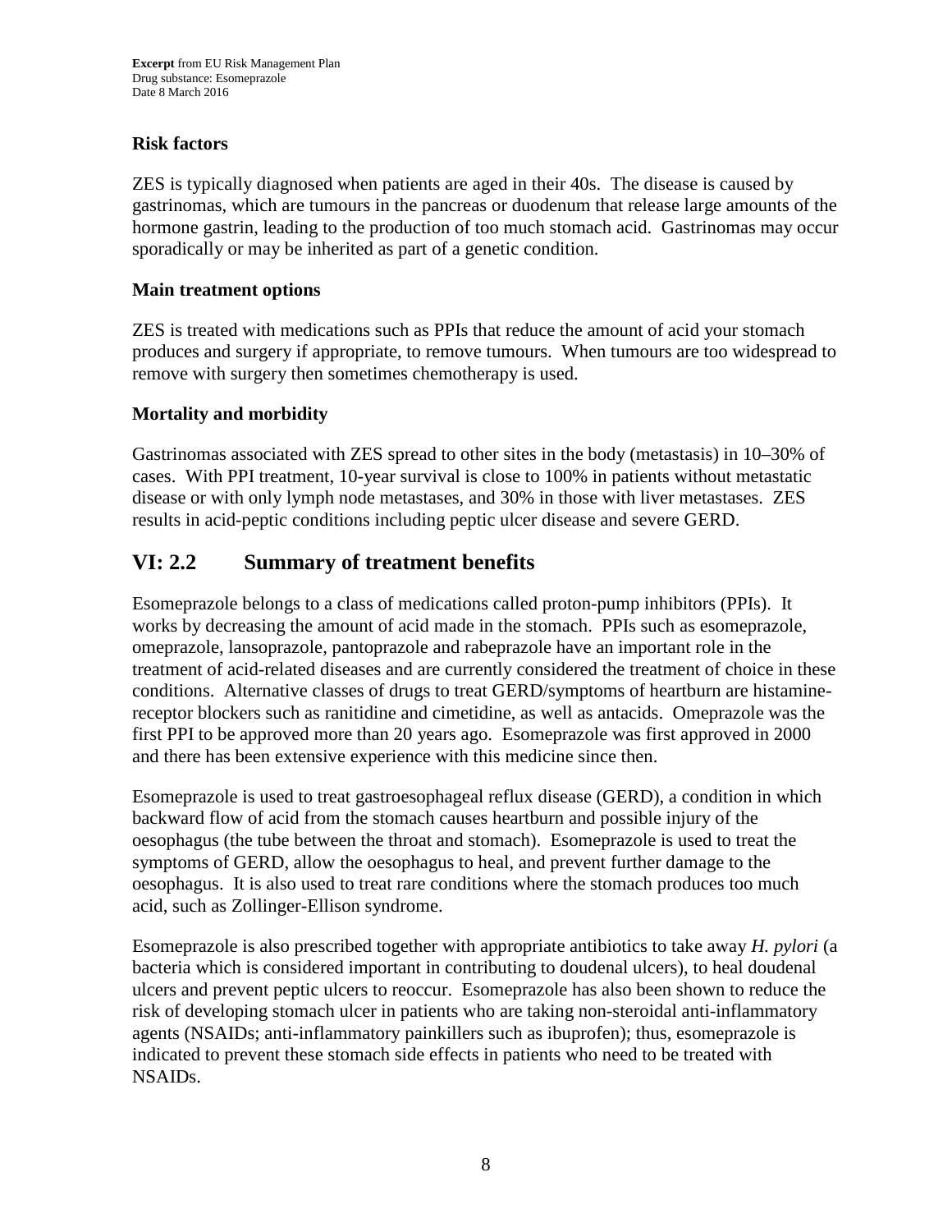### Risk factors

ZES is typically diagnosed when patients are aged in their 40s. The disease is caused by gastrinomas, which are tumours in the pancreas or duodenum that release large amounts of the hormone gastrin, leading to the production of too much stomach acid. Gastrinomas may occur sporadically or may be inherited as part of a genetic condition.

### Main treatment options

ZES is treated with medications such as PPIs that reduce the amount of acid your stomach produces and surgery if appropriate, to remove tumours. When tumours are too widespread to remove with surgery then sometimes chemotherapy is used.

### Mortality and morbidity

Gastrinomas associated with ZES spread to other sites in the body (metastasis) in 10–30% of cases. With PPI treatment, 10-year survival is close to 100% in patients without metastatic disease or with only lymph node metastases, and 30% in those with liver metastases. ZES results in acid-peptic conditions including peptic ulcer disease and severe GERD.

## VI: 2.2 Summary of treatment benefits

Esomeprazole belongs to a class of medications called proton-pump inhibitors (PPIs). It works by decreasing the amount of acid made in the stomach. PPIs such as esomeprazole, omeprazole, lansoprazole, pantoprazole and rabeprazole have an important role in the treatment of acid-related diseases and are currently considered the treatment of choice in these conditions. Alternative classes of drugs to treat GERD/symptoms of heartburn are histamine-receptor blockers such as ranitidine and cimetidine, as well as antacids. Omeprazole was the first PPI to be approved more than 20 years ago. Esomeprazole was first approved in 2000 and there has been extensive experience with this medicine since then.

Esomeprazole is used to treat gastroesophageal reflux disease (GERD), a condition in which backward flow of acid from the stomach causes heartburn and possible injury of the oesophagus (the tube between the throat and stomach). Esomeprazole is used to treat the symptoms of GERD, allow the oesophagus to heal, and prevent further damage to the oesophagus. It is also used to treat rare conditions where the stomach produces too much acid, such as Zollinger-Ellison syndrome.

Esomeprazole is also prescribed together with appropriate antibiotics to take away *H. pylori* (a bacteria which is considered important in contributing to doudenal ulcers), to heal doudenal ulcers and prevent peptic ulcers to reoccur. Esomeprazole has also been shown to reduce the risk of developing stomach ulcer in patients who are taking non-steroidal anti-inflammatory agents (NSAIDs; anti-inflammatory painkillers such as ibuprofen); thus, esomeprazole is indicated to prevent these stomach side effects in patients who need to be treated with NSAIDs.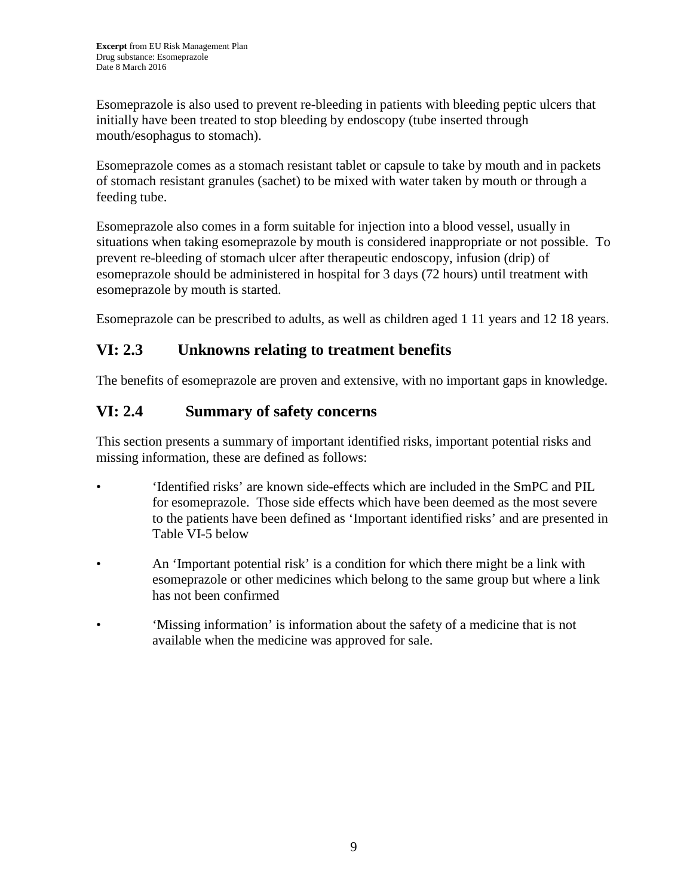Esomeprazole is also used to prevent re-bleeding in patients with bleeding peptic ulcers that initially have been treated to stop bleeding by endoscopy (tube inserted through mouth/esophagus to stomach).

Esomeprazole comes as a stomach resistant tablet or capsule to take by mouth and in packets of stomach resistant granules (sachet) to be mixed with water taken by mouth or through a feeding tube.

Esomeprazole also comes in a form suitable for injection into a blood vessel, usually in situations when taking esomeprazole by mouth is considered inappropriate or not possible. To prevent re-bleeding of stomach ulcer after therapeutic endoscopy, infusion (drip) of esomeprazole should be administered in hospital for 3 days (72 hours) until treatment with esomeprazole by mouth is started.

Esomeprazole can be prescribed to adults, as well as children aged 1 11 years and 12 18 years.

## VI: 2.3 Unknowns relating to treatment benefits

The benefits of esomeprazole are proven and extensive, with no important gaps in knowledge.

## VI: 2.4 Summary of safety concerns

This section presents a summary of important identified risks, important potential risks and missing information, these are defined as follows:

- 'Identified risks' are known side-effects which are included in the SmPC and PIL for esomeprazole. Those side effects which have been deemed as the most severe to the patients have been defined as 'Important identified risks' and are presented in Table VI-5 below
- An 'Important potential risk' is a condition for which there might be a link with esomeprazole or other medicines which belong to the same group but where a link has not been confirmed
- 'Missing information' is information about the safety of a medicine that is not available when the medicine was approved for sale.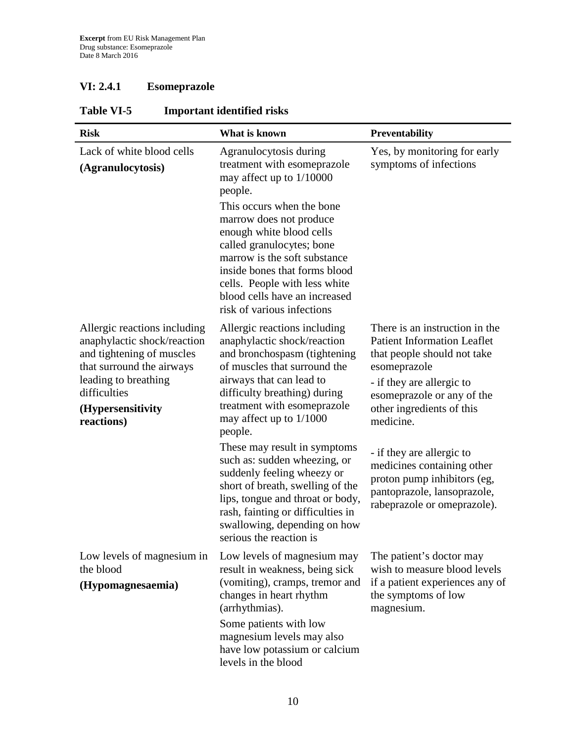### VI: 2.4.1 Esomeprazole

**Table VI-5 Important identified risks**

| Risk | What is known | Preventability |
|---|---|---|
| Lack of white blood cells **(Agranulocytosis)** | Agranulocytosis during treatment with esomeprazole may affect up to 1/10000 people. This occurs when the bone marrow does not produce enough white blood cells called granulocytes; bone marrow is the soft substance inside bones that forms blood cells. People with less white blood cells have an increased risk of various infections | Yes, by monitoring for early symptoms of infections |
| Allergic reactions including anaphylactic shock/reaction and tightening of muscles that surround the airways leading to breathing difficulties **(Hypersensitivity reactions)** | Allergic reactions including anaphylactic shock/reaction and bronchospasm (tightening of muscles that surround the airways that can lead to difficulty breathing) during treatment with esomeprazole may affect up to 1/1000 people. These may result in symptoms such as: sudden wheezing, or suddenly feeling wheezy or short of breath, swelling of the lips, tongue and throat or body, rash, fainting or difficulties in swallowing, depending on how serious the reaction is | There is an instruction in the Patient Information Leaflet that people should not take esomeprazole - if they are allergic to esomeprazole or any of the other ingredients of this medicine. - if they are allergic to medicines containing other proton pump inhibitors (eg, pantoprazole, lansoprazole, rabeprazole or omeprazole). |
| Low levels of magnesium in the blood **(Hypomagnesaemia)** | Low levels of magnesium may result in weakness, being sick (vomiting), cramps, tremor and changes in heart rhythm (arrhythmias). Some patients with low magnesium levels may also have low potassium or calcium levels in the blood | The patient's doctor may wish to measure blood levels if a patient experiences any of the symptoms of low magnesium. |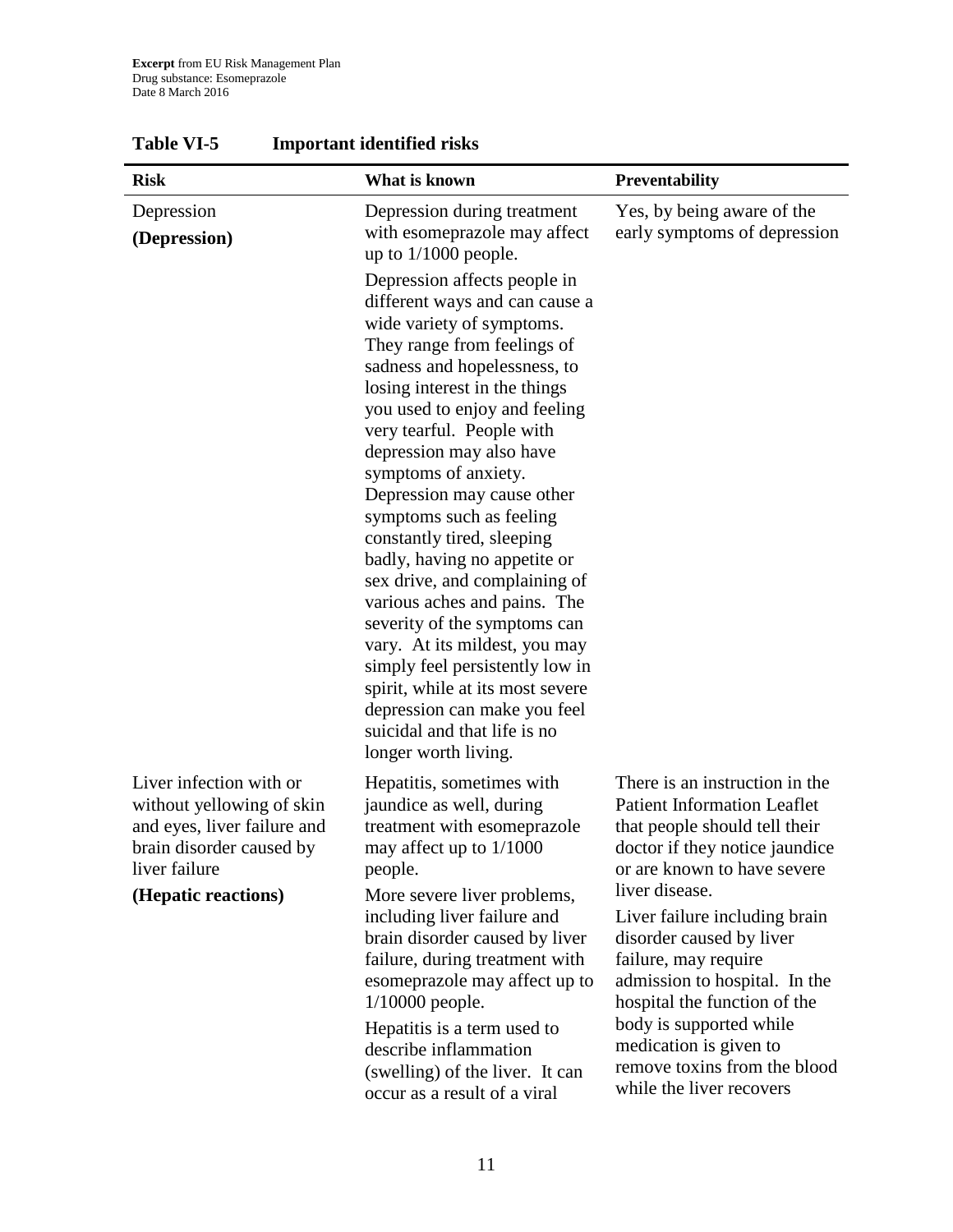**Excerpt** from EU Risk Management Plan
Drug substance: Esomeprazole
Date 8 March 2016

**Table VI-5 Important identified risks**

| Risk | What is known | Preventability |
|---|---|---|
| Depression<br>**(Depression)** | Depression during treatment with esomeprazole may affect up to 1/1000 people.<br>Depression affects people in different ways and can cause a wide variety of symptoms. They range from feelings of sadness and hopelessness, to losing interest in the things you used to enjoy and feeling very tearful. People with depression may also have symptoms of anxiety. Depression may cause other symptoms such as feeling constantly tired, sleeping badly, having no appetite or sex drive, and complaining of various aches and pains. The severity of the symptoms can vary. At its mildest, you may simply feel persistently low in spirit, while at its most severe depression can make you feel suicidal and that life is no longer worth living. | Yes, by being aware of the early symptoms of depression |
| Liver infection with or without yellowing of skin and eyes, liver failure and brain disorder caused by liver failure<br>**(Hepatic reactions)** | Hepatitis, sometimes with jaundice as well, during treatment with esomeprazole may affect up to 1/1000 people.<br>More severe liver problems, including liver failure and brain disorder caused by liver failure, during treatment with esomeprazole may affect up to 1/10000 people.<br>Hepatitis is a term used to describe inflammation (swelling) of the liver. It can occur as a result of a viral | There is an instruction in the Patient Information Leaflet that people should tell their doctor if they notice jaundice or are known to have severe liver disease.<br>Liver failure including brain disorder caused by liver failure, may require admission to hospital. In the hospital the function of the body is supported while medication is given to remove toxins from the blood while the liver recovers |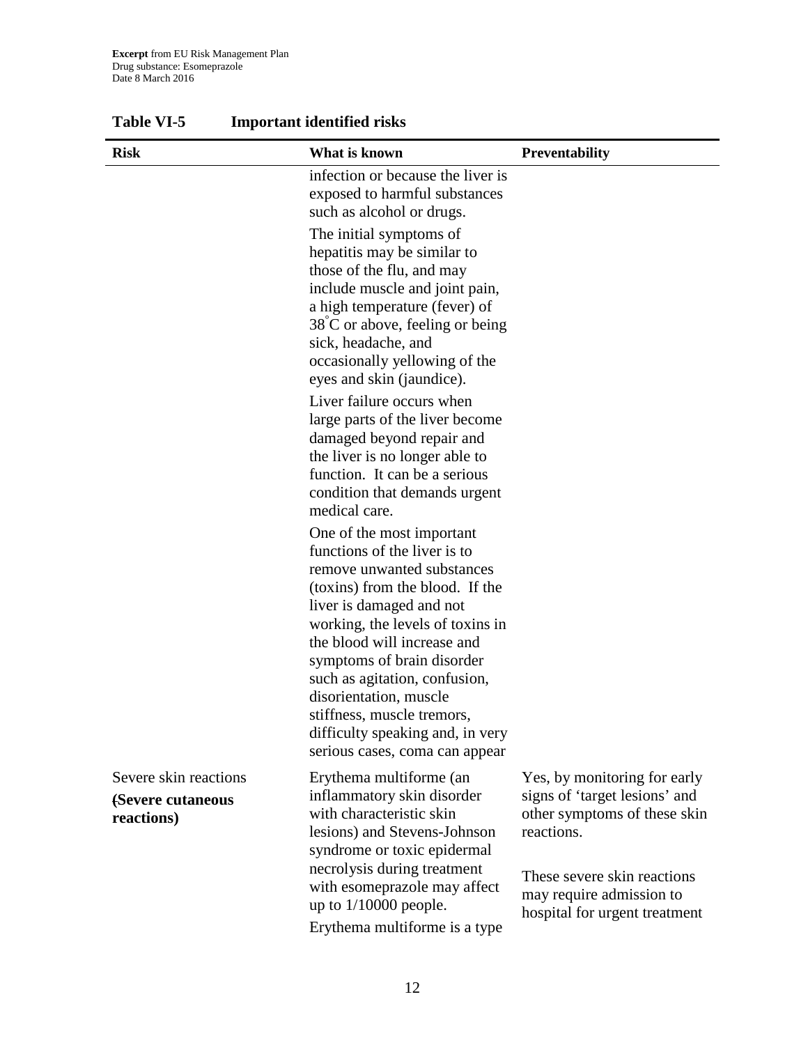**Excerpt** from EU Risk Management Plan
Drug substance: Esomeprazole
Date 8 March 2016

**Table VI-5 Important identified risks**

| Risk | What is known | Preventability |
|---|---|---|
| | infection or because the liver is exposed to harmful substances such as alcohol or drugs.<br><br>The initial symptoms of hepatitis may be similar to those of the flu, and may include muscle and joint pain, a high temperature (fever) of 38°C or above, feeling or being sick, headache, and occasionally yellowing of the eyes and skin (jaundice).<br><br>Liver failure occurs when large parts of the liver become damaged beyond repair and the liver is no longer able to function. It can be a serious condition that demands urgent medical care.<br><br>One of the most important functions of the liver is to remove unwanted substances (toxins) from the blood. If the liver is damaged and not working, the levels of toxins in the blood will increase and symptoms of brain disorder such as agitation, confusion, disorientation, muscle stiffness, muscle tremors, difficulty speaking and, in very serious cases, coma can appear | |
| Severe skin reactions<br>**(Severe cutaneous reactions)** | Erythema multiforme (an inflammatory skin disorder with characteristic skin lesions) and Stevens-Johnson syndrome or toxic epidermal necrolysis during treatment with esomeprazole may affect up to 1/10000 people.<br><br>Erythema multiforme is a type | Yes, by monitoring for early signs of 'target lesions' and other symptoms of these skin reactions.<br><br>These severe skin reactions may require admission to hospital for urgent treatment |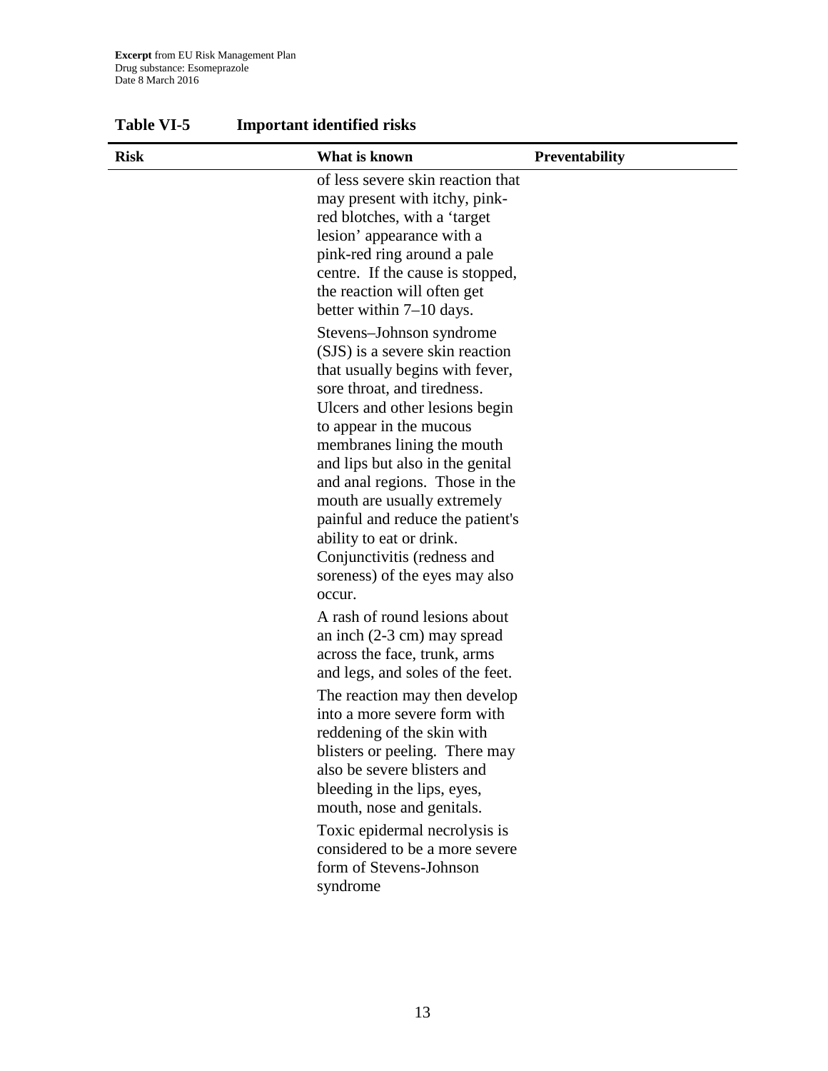**Table VI-5 Important identified risks**

| Risk | What is known | Preventability |
|---|---|---|
| | of less severe skin reaction that may present with itchy, pink-red blotches, with a 'target lesion' appearance with a pink-red ring around a pale centre. If the cause is stopped, the reaction will often get better within 7–10 days.<br><br>Stevens–Johnson syndrome (SJS) is a severe skin reaction that usually begins with fever, sore throat, and tiredness. Ulcers and other lesions begin to appear in the mucous membranes lining the mouth and lips but also in the genital and anal regions. Those in the mouth are usually extremely painful and reduce the patient's ability to eat or drink. Conjunctivitis (redness and soreness) of the eyes may also occur.<br><br>A rash of round lesions about an inch (2-3 cm) may spread across the face, trunk, arms and legs, and soles of the feet.<br><br>The reaction may then develop into a more severe form with reddening of the skin with blisters or peeling. There may also be severe blisters and bleeding in the lips, eyes, mouth, nose and genitals.<br><br>Toxic epidermal necrolysis is considered to be a more severe form of Stevens-Johnson syndrome | |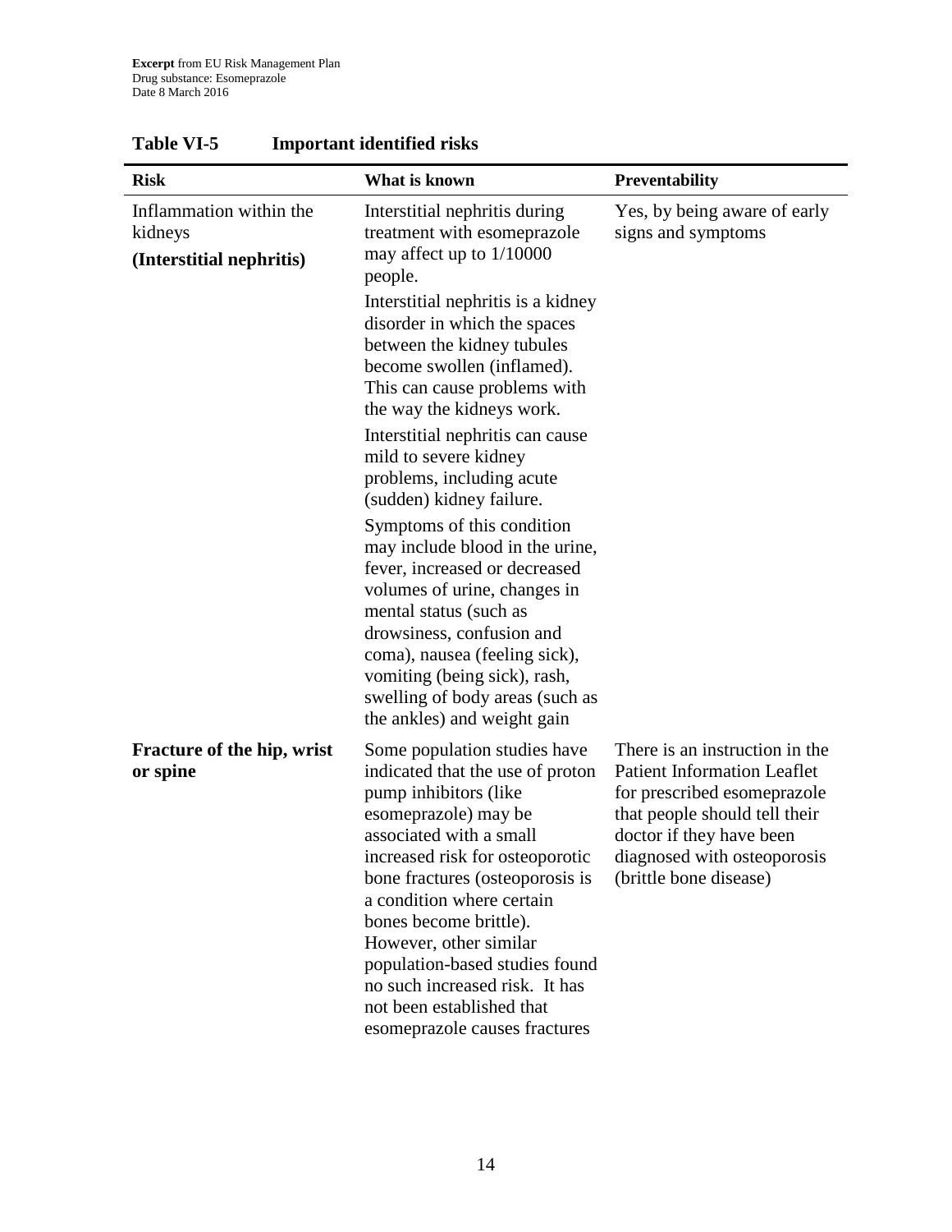**Table VI-5 Important identified risks**

| Risk | What is known | Preventability |
|---|---|---|
| Inflammation within the kidneys **(Interstitial nephritis)** | Interstitial nephritis during treatment with esomeprazole may affect up to 1/10000 people. Interstitial nephritis is a kidney disorder in which the spaces between the kidney tubules become swollen (inflamed). This can cause problems with the way the kidneys work. Interstitial nephritis can cause mild to severe kidney problems, including acute (sudden) kidney failure. Symptoms of this condition may include blood in the urine, fever, increased or decreased volumes of urine, changes in mental status (such as drowsiness, confusion and coma), nausea (feeling sick), vomiting (being sick), rash, swelling of body areas (such as the ankles) and weight gain | Yes, by being aware of early signs and symptoms |
| **Fracture of the hip, wrist or spine** | Some population studies have indicated that the use of proton pump inhibitors (like esomeprazole) may be associated with a small increased risk for osteoporotic bone fractures (osteoporosis is a condition where certain bones become brittle). However, other similar population-based studies found no such increased risk. It has not been established that esomeprazole causes fractures | There is an instruction in the Patient Information Leaflet for prescribed esomeprazole that people should tell their doctor if they have been diagnosed with osteoporosis (brittle bone disease) |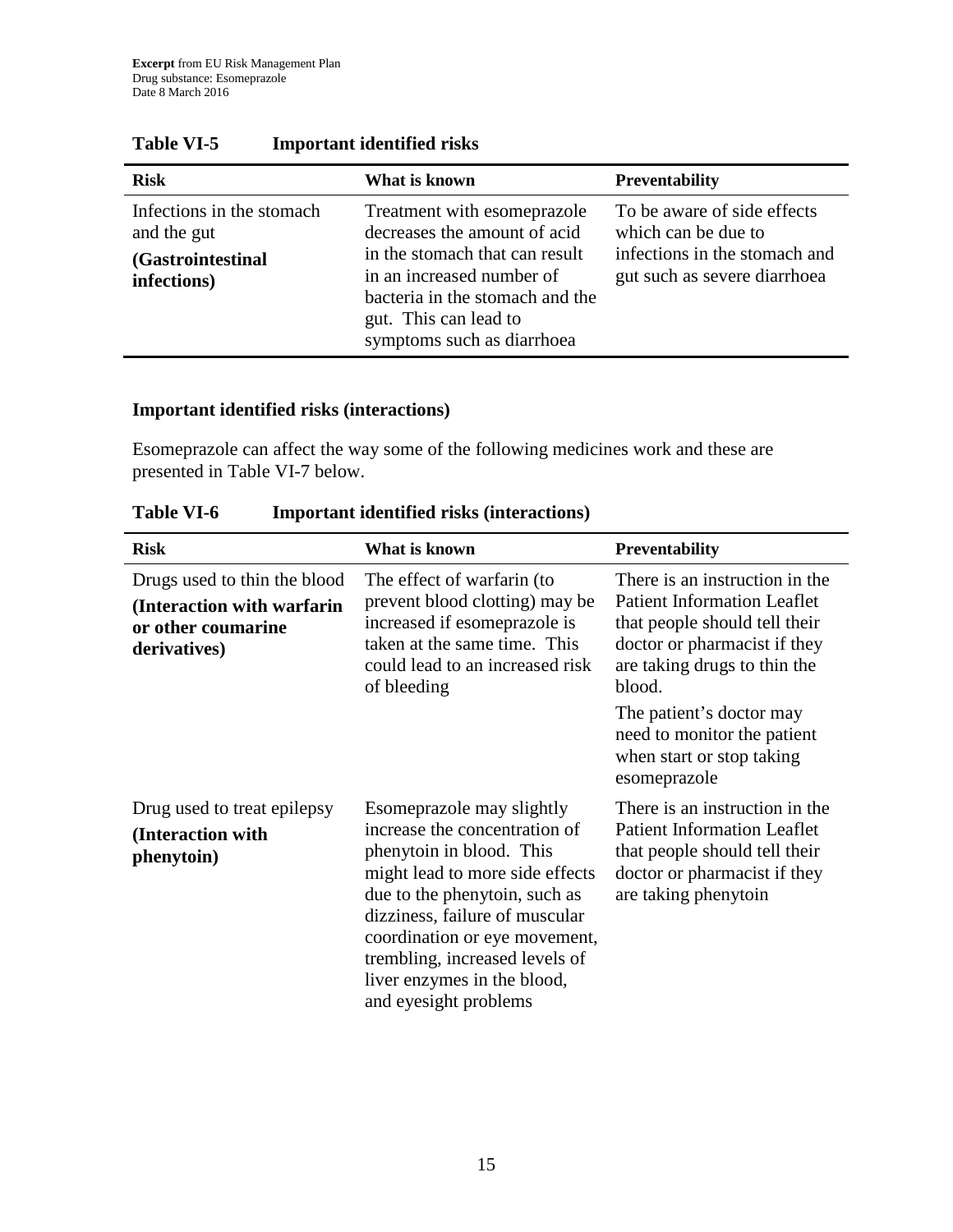**Table VI-5 Important identified risks**

| Risk | What is known | Preventability |
|---|---|---|
| Infections in the stomach and the gut **(Gastrointestinal infections)** | Treatment with esomeprazole decreases the amount of acid in the stomach that can result in an increased number of bacteria in the stomach and the gut. This can lead to symptoms such as diarrhoea | To be aware of side effects which can be due to infections in the stomach and gut such as severe diarrhoea |

**Important identified risks (interactions)**

Esomeprazole can affect the way some of the following medicines work and these are presented in Table VI-7 below.

**Table VI-6 Important identified risks (interactions)**

| Risk | What is known | Preventability |
|---|---|---|
| Drugs used to thin the blood **(Interaction with warfarin or other coumarine derivatives)** | The effect of warfarin (to prevent blood clotting) may be increased if esomeprazole is taken at the same time. This could lead to an increased risk of bleeding | There is an instruction in the Patient Information Leaflet that people should tell their doctor or pharmacist if they are taking drugs to thin the blood. The patient's doctor may need to monitor the patient when start or stop taking esomeprazole |
| Drug used to treat epilepsy **(Interaction with phenytoin)** | Esomeprazole may slightly increase the concentration of phenytoin in blood. This might lead to more side effects due to the phenytoin, such as dizziness, failure of muscular coordination or eye movement, trembling, increased levels of liver enzymes in the blood, and eyesight problems | There is an instruction in the Patient Information Leaflet that people should tell their doctor or pharmacist if they are taking phenytoin |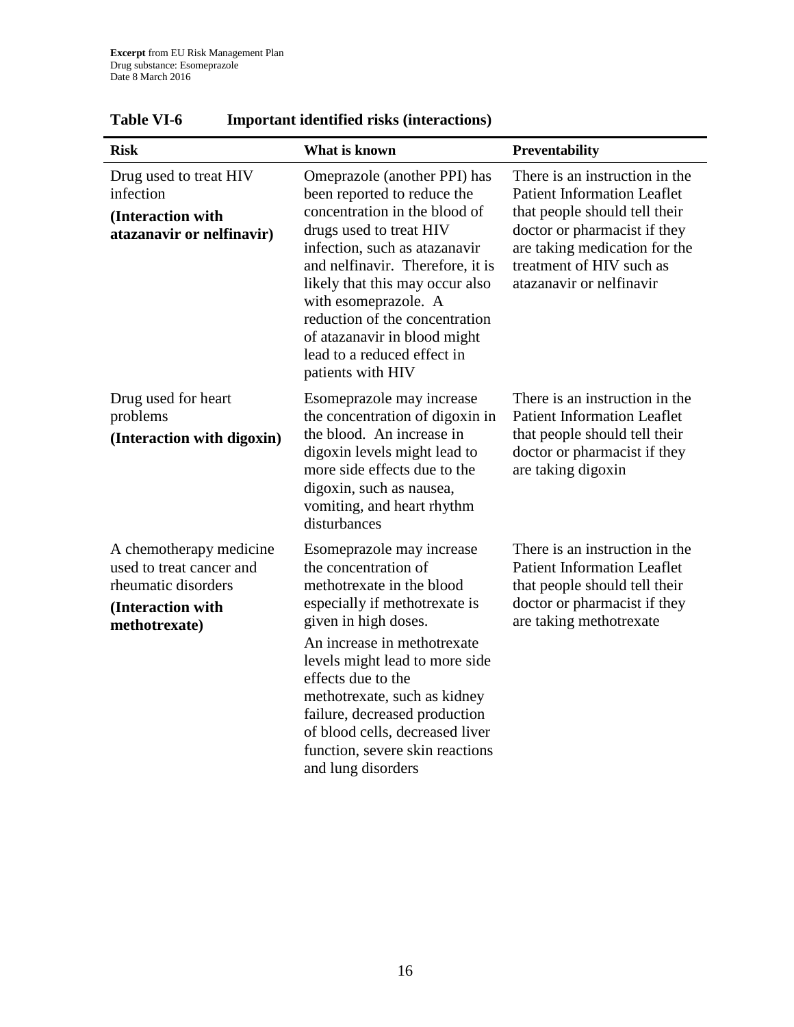**Table VI-6 Important identified risks (interactions)**

| Risk | What is known | Preventability |
|---|---|---|
| Drug used to treat HIV infection<br>**(Interaction with atazanavir or nelfinavir)** | Omeprazole (another PPI) has been reported to reduce the concentration in the blood of drugs used to treat HIV infection, such as atazanavir and nelfinavir. Therefore, it is likely that this may occur also with esomeprazole. A reduction of the concentration of atazanavir in blood might lead to a reduced effect in patients with HIV | There is an instruction in the Patient Information Leaflet that people should tell their doctor or pharmacist if they are taking medication for the treatment of HIV such as atazanavir or nelfinavir |
| Drug used for heart problems<br>**(Interaction with digoxin)** | Esomeprazole may increase the concentration of digoxin in the blood. An increase in digoxin levels might lead to more side effects due to the digoxin, such as nausea, vomiting, and heart rhythm disturbances | There is an instruction in the Patient Information Leaflet that people should tell their doctor or pharmacist if they are taking digoxin |
| A chemotherapy medicine used to treat cancer and rheumatic disorders<br>**(Interaction with methotrexate)** | Esomeprazole may increase the concentration of methotrexate in the blood especially if methotrexate is given in high doses.<br>An increase in methotrexate levels might lead to more side effects due to the methotrexate, such as kidney failure, decreased production of blood cells, decreased liver function, severe skin reactions and lung disorders | There is an instruction in the Patient Information Leaflet that people should tell their doctor or pharmacist if they are taking methotrexate |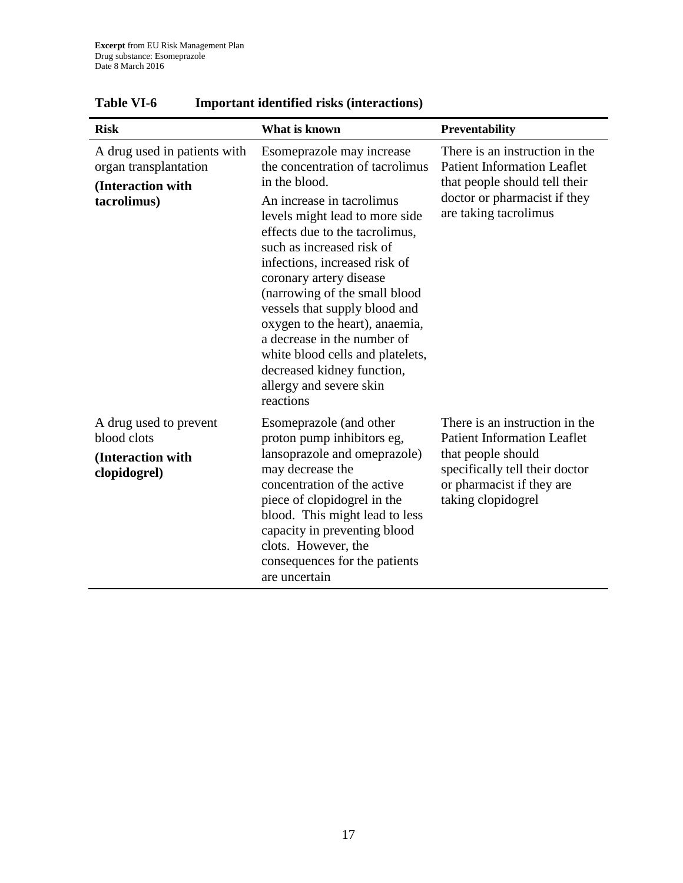**Table VI-6 Important identified risks (interactions)**

| Risk | What is known | Preventability |
|---|---|---|
| A drug used in patients with organ transplantation **(Interaction with tacrolimus)** | Esomeprazole may increase the concentration of tacrolimus in the blood. An increase in tacrolimus levels might lead to more side effects due to the tacrolimus, such as increased risk of infections, increased risk of coronary artery disease (narrowing of the small blood vessels that supply blood and oxygen to the heart), anaemia, a decrease in the number of white blood cells and platelets, decreased kidney function, allergy and severe skin reactions | There is an instruction in the Patient Information Leaflet that people should tell their doctor or pharmacist if they are taking tacrolimus |
| A drug used to prevent blood clots **(Interaction with clopidogrel)** | Esomeprazole (and other proton pump inhibitors eg, lansoprazole and omeprazole) may decrease the concentration of the active piece of clopidogrel in the blood. This might lead to less capacity in preventing blood clots. However, the consequences for the patients are uncertain | There is an instruction in the Patient Information Leaflet that people should specifically tell their doctor or pharmacist if they are taking clopidogrel |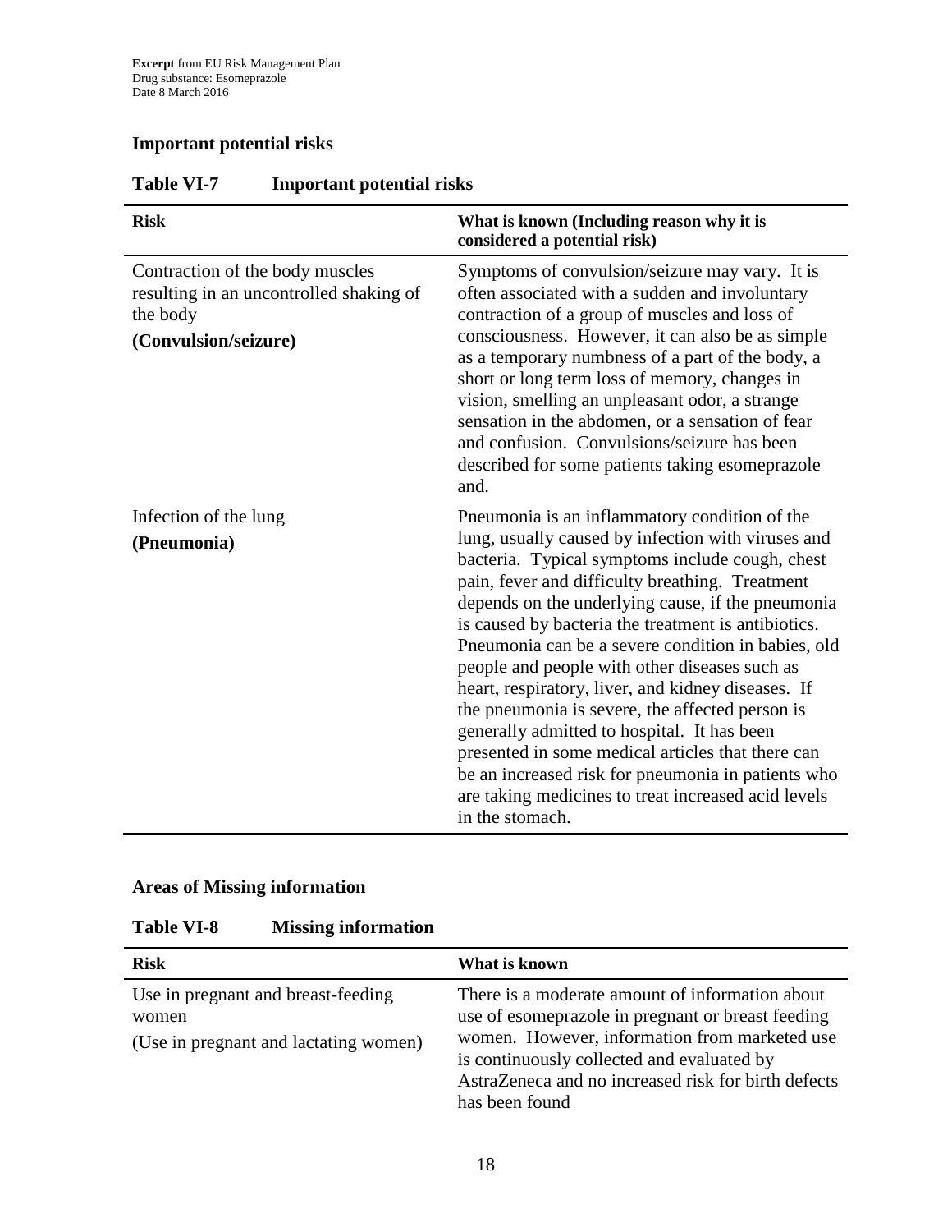**Excerpt** from EU Risk Management Plan
Drug substance: Esomeprazole
Date 8 March 2016

### Important potential risks

**Table VI-7 Important potential risks**

| **Risk** | **What is known (Including reason why it is considered a potential risk)** |
|---|---|
| Contraction of the body muscles resulting in an uncontrolled shaking of the body<br>**(Convulsion/seizure)** | Symptoms of convulsion/seizure may vary. It is often associated with a sudden and involuntary contraction of a group of muscles and loss of consciousness. However, it can also be as simple as a temporary numbness of a part of the body, a short or long term loss of memory, changes in vision, smelling an unpleasant odor, a strange sensation in the abdomen, or a sensation of fear and confusion. Convulsions/seizure has been described for some patients taking esomeprazole and. |
| Infection of the lung<br>**(Pneumonia)** | Pneumonia is an inflammatory condition of the lung, usually caused by infection with viruses and bacteria. Typical symptoms include cough, chest pain, fever and difficulty breathing. Treatment depends on the underlying cause, if the pneumonia is caused by bacteria the treatment is antibiotics. Pneumonia can be a severe condition in babies, old people and people with other diseases such as heart, respiratory, liver, and kidney diseases. If the pneumonia is severe, the affected person is generally admitted to hospital. It has been presented in some medical articles that there can be an increased risk for pneumonia in patients who are taking medicines to treat increased acid levels in the stomach. |

### Areas of Missing information

**Table VI-8 Missing information**

| **Risk** | **What is known** |
|---|---|
| Use in pregnant and breast-feeding women<br>(Use in pregnant and lactating women) | There is a moderate amount of information about use of esomeprazole in pregnant or breast feeding women. However, information from marketed use is continuously collected and evaluated by AstraZeneca and no increased risk for birth defects has been found |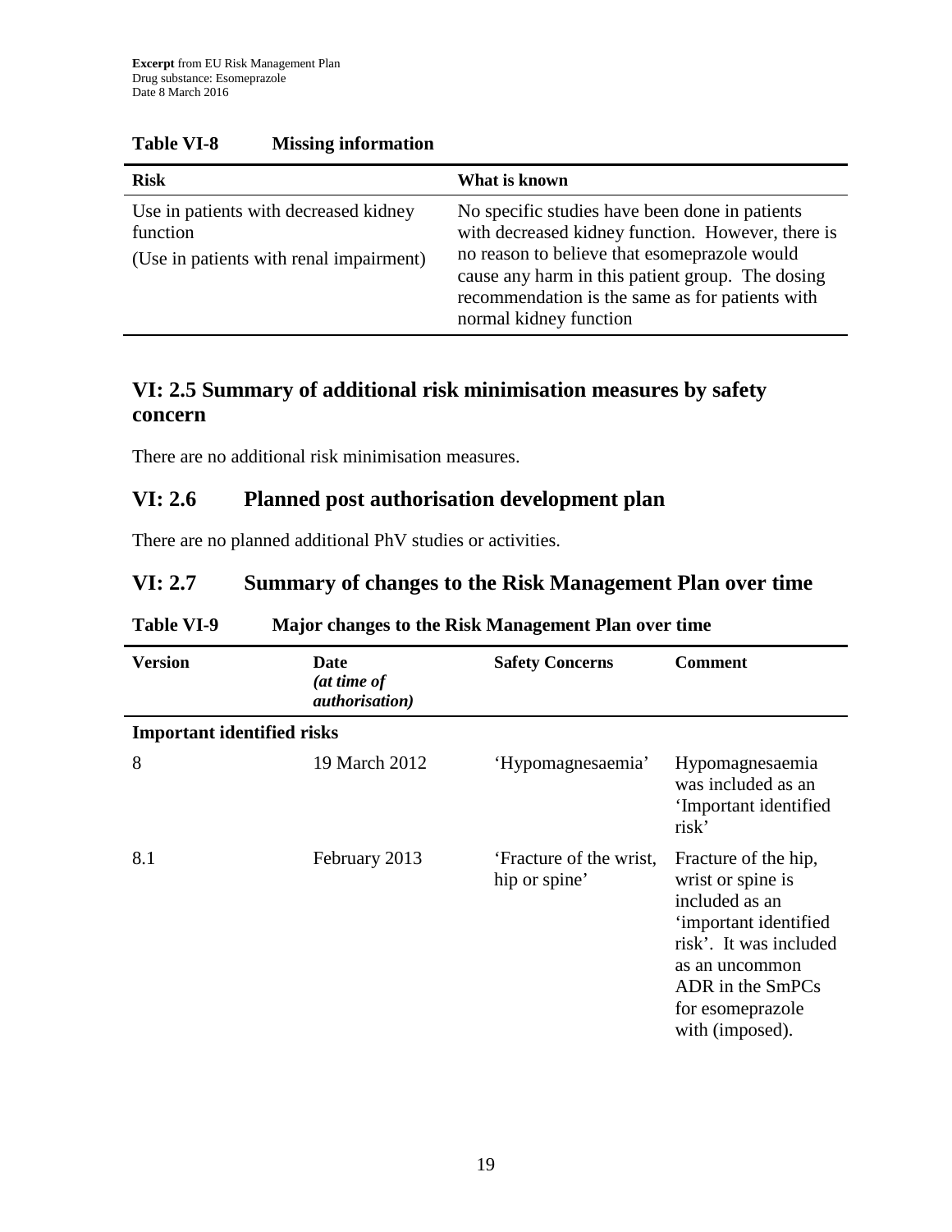**Table VI-8 Missing information**

| Risk | What is known |
|---|---|
| Use in patients with decreased kidney function<br><br>(Use in patients with renal impairment) | No specific studies have been done in patients with decreased kidney function. However, there is no reason to believe that esomeprazole would cause any harm in this patient group. The dosing recommendation is the same as for patients with normal kidney function |

## VI: 2.5 Summary of additional risk minimisation measures by safety concern

There are no additional risk minimisation measures.

## VI: 2.6 Planned post authorisation development plan

There are no planned additional PhV studies or activities.

## VI: 2.7 Summary of changes to the Risk Management Plan over time

**Table VI-9 Major changes to the Risk Management Plan over time**

| Version | Date *(at time of authorisation)* | Safety Concerns | Comment |
|---|---|---|---|
| **Important identified risks** | | | |
| 8 | 19 March 2012 | 'Hypomagnesaemia' | Hypomagnesaemia was included as an 'Important identified risk' |
| 8.1 | February 2013 | 'Fracture of the wrist, hip or spine' | Fracture of the hip, wrist or spine is included as an 'important identified risk'. It was included as an uncommon ADR in the SmPCs for esomeprazole with (imposed). |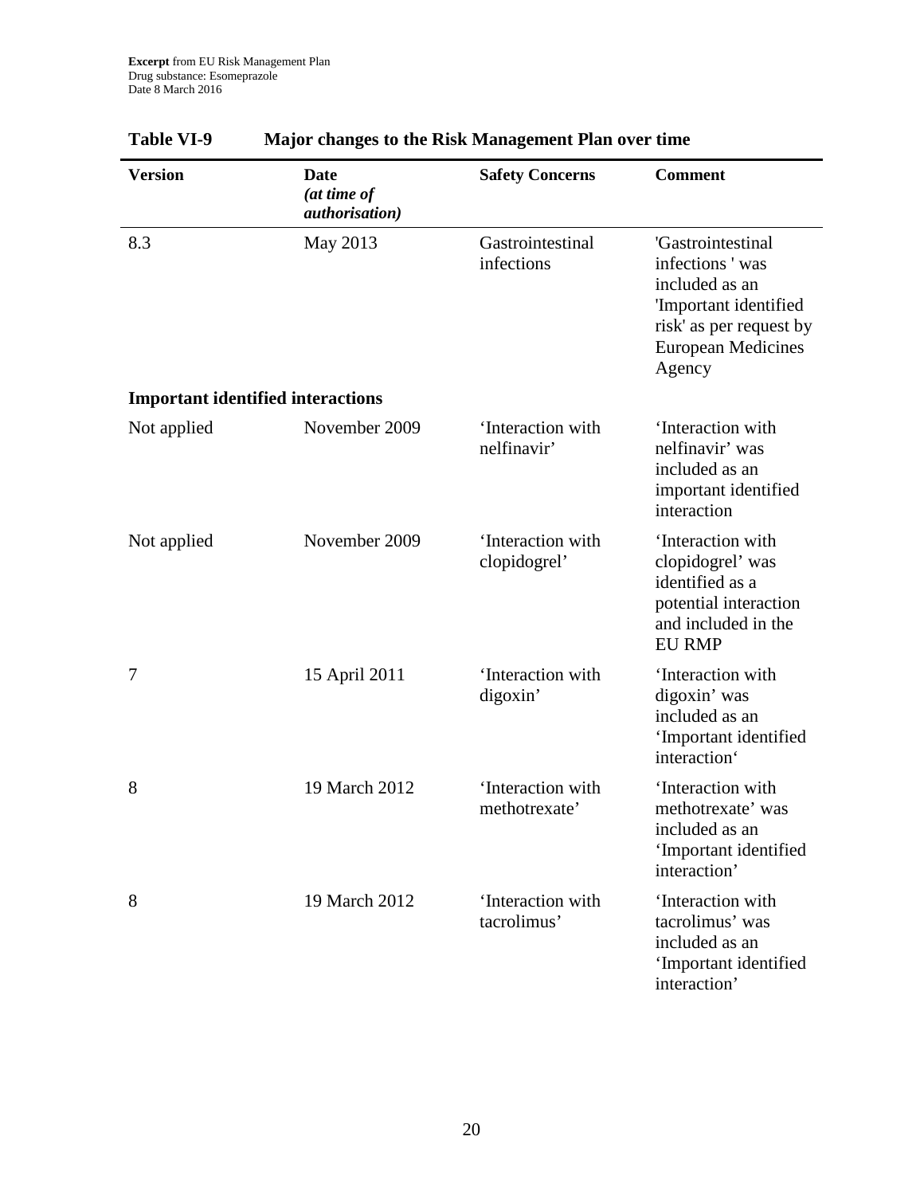**Table VI-9 Major changes to the Risk Management Plan over time**

| Version | Date *(at time of authorisation)* | Safety Concerns | Comment |
|---|---|---|---|
| 8.3 | May 2013 | Gastrointestinal infections | 'Gastrointestinal infections ' was included as an 'Important identified risk' as per request by European Medicines Agency |
| **Important identified interactions** | | | |
| Not applied | November 2009 | 'Interaction with nelfinavir' | 'Interaction with nelfinavir' was included as an important identified interaction |
| Not applied | November 2009 | 'Interaction with clopidogrel' | 'Interaction with clopidogrel' was identified as a potential interaction and included in the EU RMP |
| 7 | 15 April 2011 | 'Interaction with digoxin' | 'Interaction with digoxin' was included as an 'Important identified interaction' |
| 8 | 19 March 2012 | 'Interaction with methotrexate' | 'Interaction with methotrexate' was included as an 'Important identified interaction' |
| 8 | 19 March 2012 | 'Interaction with tacrolimus' | 'Interaction with tacrolimus' was included as an 'Important identified interaction' |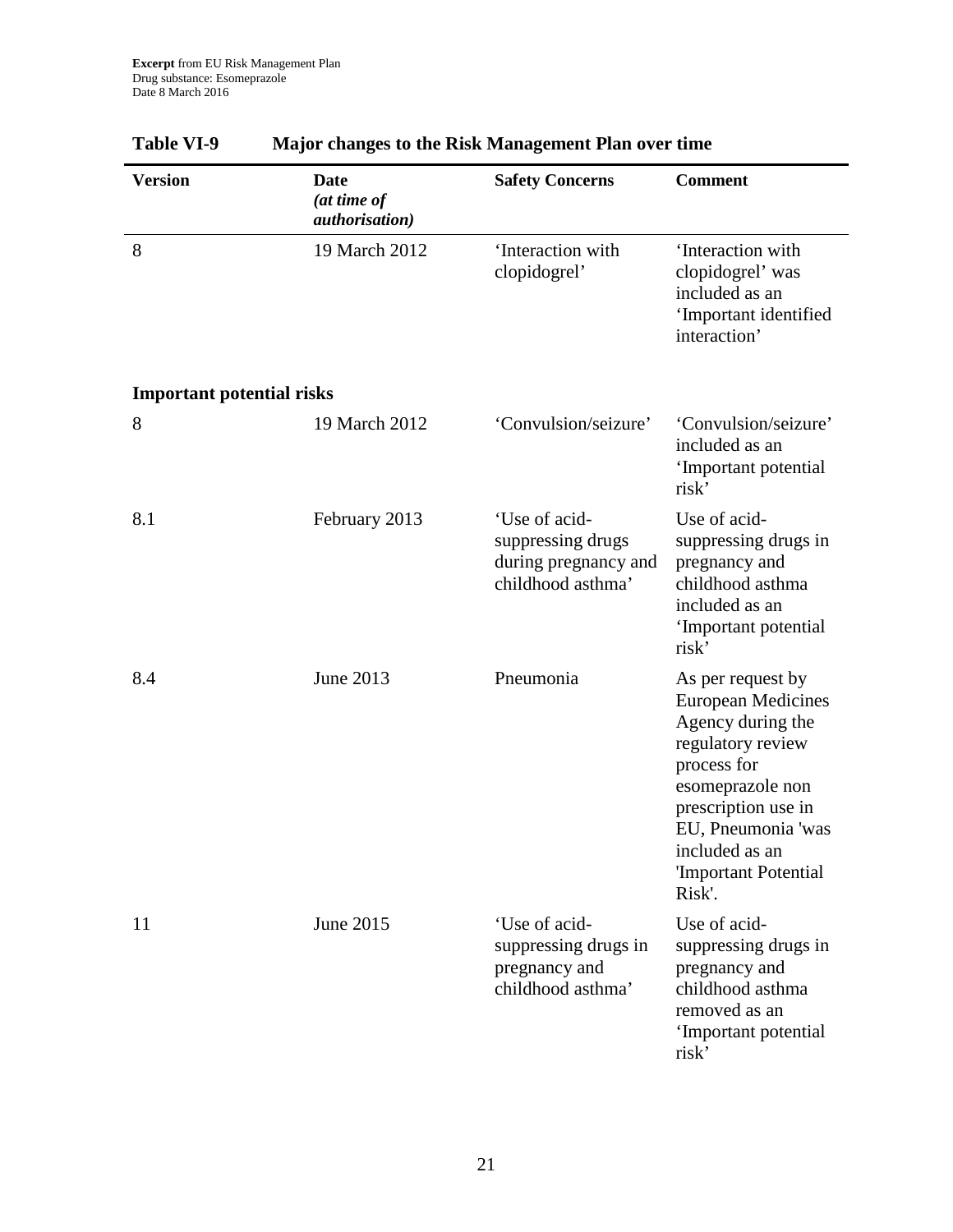**Table VI-9 Major changes to the Risk Management Plan over time**

| Version | Date *(at time of authorisation)* | Safety Concerns | Comment |
|---|---|---|---|
| 8 | 19 March 2012 | 'Interaction with clopidogrel' | 'Interaction with clopidogrel' was included as an 'Important identified interaction' |
| **Important potential risks** | | | |
| 8 | 19 March 2012 | 'Convulsion/seizure' | 'Convulsion/seizure' included as an 'Important potential risk' |
| 8.1 | February 2013 | 'Use of acid-suppressing drugs during pregnancy and childhood asthma' | Use of acid-suppressing drugs in pregnancy and childhood asthma included as an 'Important potential risk' |
| 8.4 | June 2013 | Pneumonia | As per request by European Medicines Agency during the regulatory review process for esomeprazole non prescription use in EU, Pneumonia 'was included as an 'Important Potential Risk'. |
| 11 | June 2015 | 'Use of acid-suppressing drugs in pregnancy and childhood asthma' | Use of acid-suppressing drugs in pregnancy and childhood asthma removed as an 'Important potential risk' |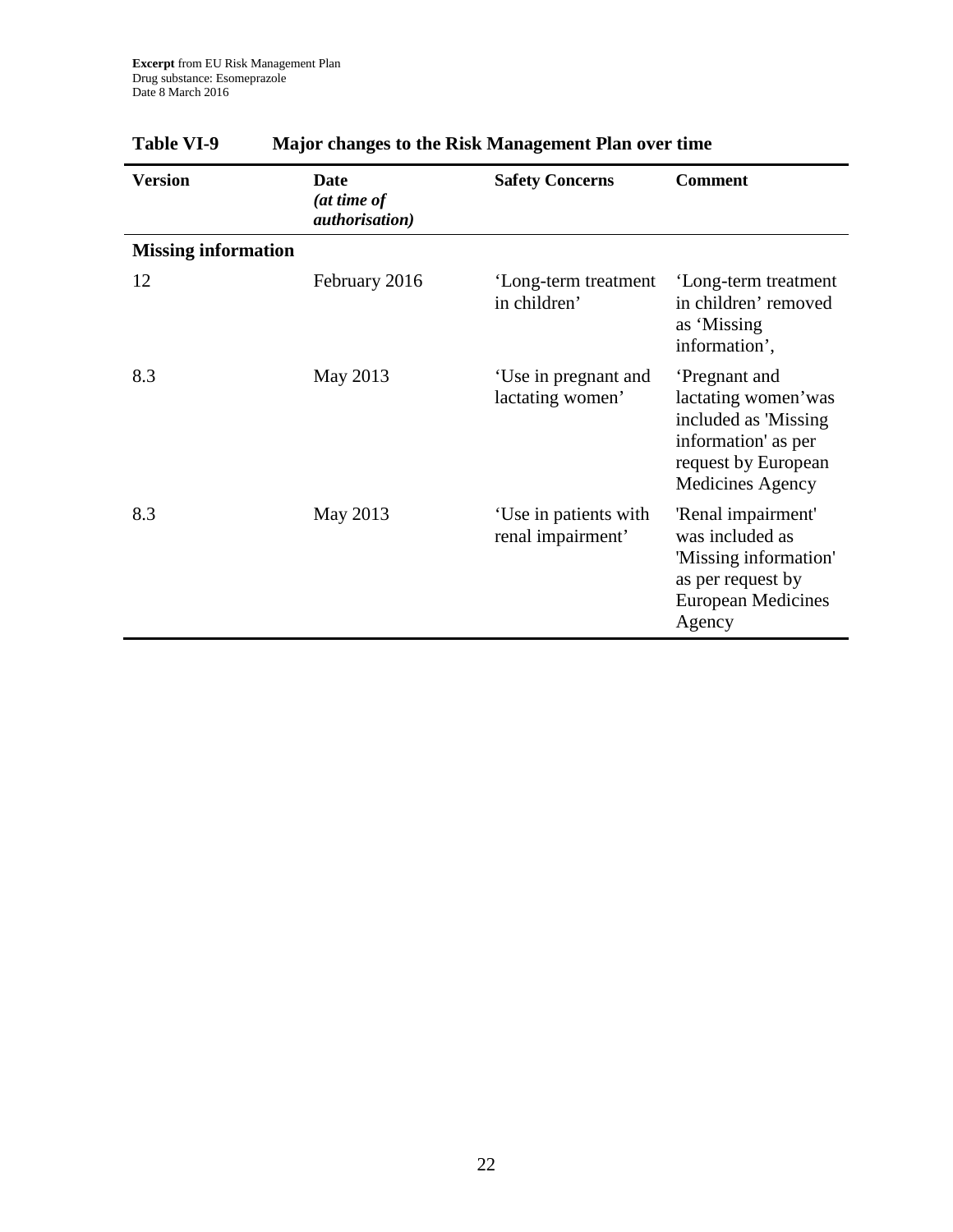**Table VI-9 Major changes to the Risk Management Plan over time**

| Version | Date *(at time of authorisation)* | Safety Concerns | Comment |
|---|---|---|---|
| **Missing information** | | | |
| 12 | February 2016 | 'Long-term treatment in children' | 'Long-term treatment in children' removed as 'Missing information', |
| 8.3 | May 2013 | 'Use in pregnant and lactating women' | 'Pregnant and lactating women'was included as 'Missing information' as per request by European Medicines Agency |
| 8.3 | May 2013 | 'Use in patients with renal impairment' | 'Renal impairment' was included as 'Missing information' as per request by European Medicines Agency |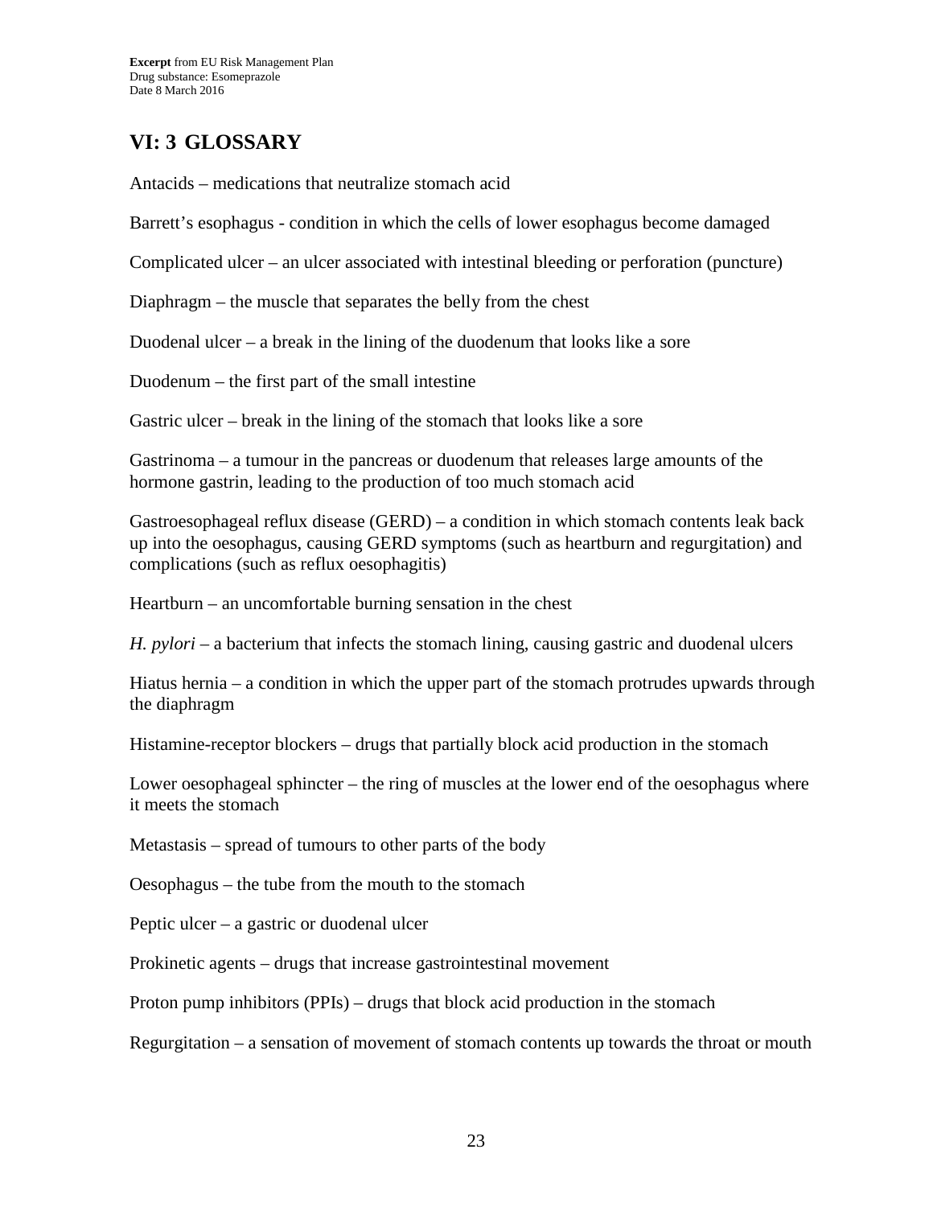## VI: 3 GLOSSARY

Antacids – medications that neutralize stomach acid

Barrett's esophagus - condition in which the cells of lower esophagus become damaged

Complicated ulcer – an ulcer associated with intestinal bleeding or perforation (puncture)

Diaphragm – the muscle that separates the belly from the chest

Duodenal ulcer – a break in the lining of the duodenum that looks like a sore

Duodenum – the first part of the small intestine

Gastric ulcer – break in the lining of the stomach that looks like a sore

Gastrinoma – a tumour in the pancreas or duodenum that releases large amounts of the hormone gastrin, leading to the production of too much stomach acid

Gastroesophageal reflux disease (GERD) – a condition in which stomach contents leak back up into the oesophagus, causing GERD symptoms (such as heartburn and regurgitation) and complications (such as reflux oesophagitis)

Heartburn – an uncomfortable burning sensation in the chest

*H. pylori* – a bacterium that infects the stomach lining, causing gastric and duodenal ulcers

Hiatus hernia – a condition in which the upper part of the stomach protrudes upwards through the diaphragm

Histamine-receptor blockers – drugs that partially block acid production in the stomach

Lower oesophageal sphincter – the ring of muscles at the lower end of the oesophagus where it meets the stomach

Metastasis – spread of tumours to other parts of the body

Oesophagus – the tube from the mouth to the stomach

Peptic ulcer – a gastric or duodenal ulcer

Prokinetic agents – drugs that increase gastrointestinal movement

Proton pump inhibitors (PPIs) – drugs that block acid production in the stomach

Regurgitation – a sensation of movement of stomach contents up towards the throat or mouth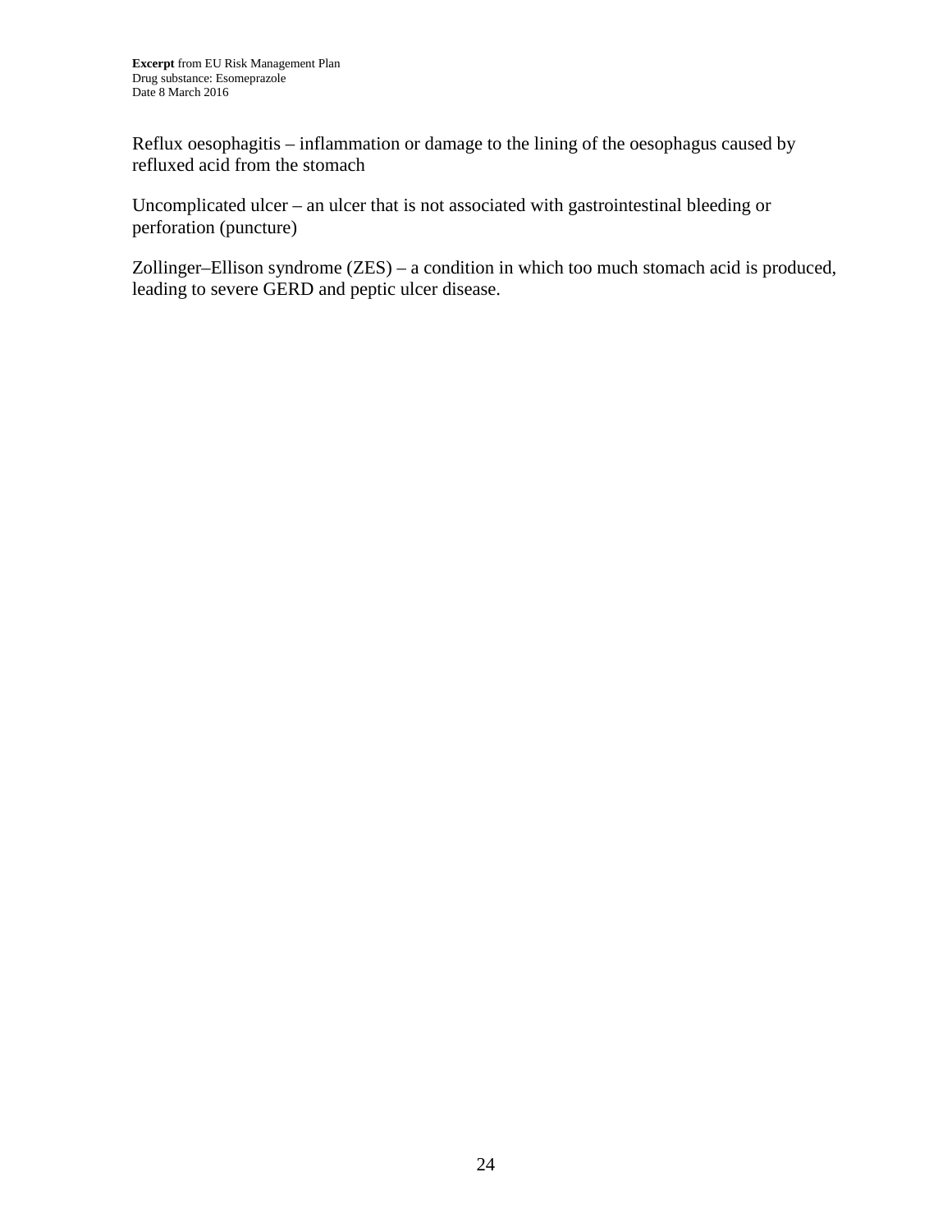Reflux oesophagitis – inflammation or damage to the lining of the oesophagus caused by refluxed acid from the stomach

Uncomplicated ulcer – an ulcer that is not associated with gastrointestinal bleeding or perforation (puncture)

Zollinger–Ellison syndrome (ZES) – a condition in which too much stomach acid is produced, leading to severe GERD and peptic ulcer disease.